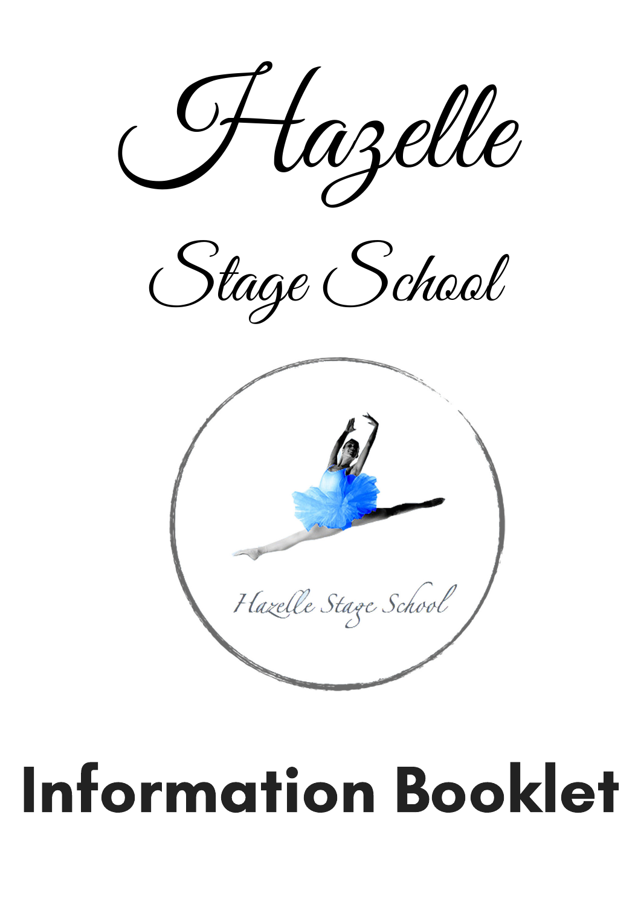# Hazelle

## Stage School

Hazelle Stage School

# Information Booklet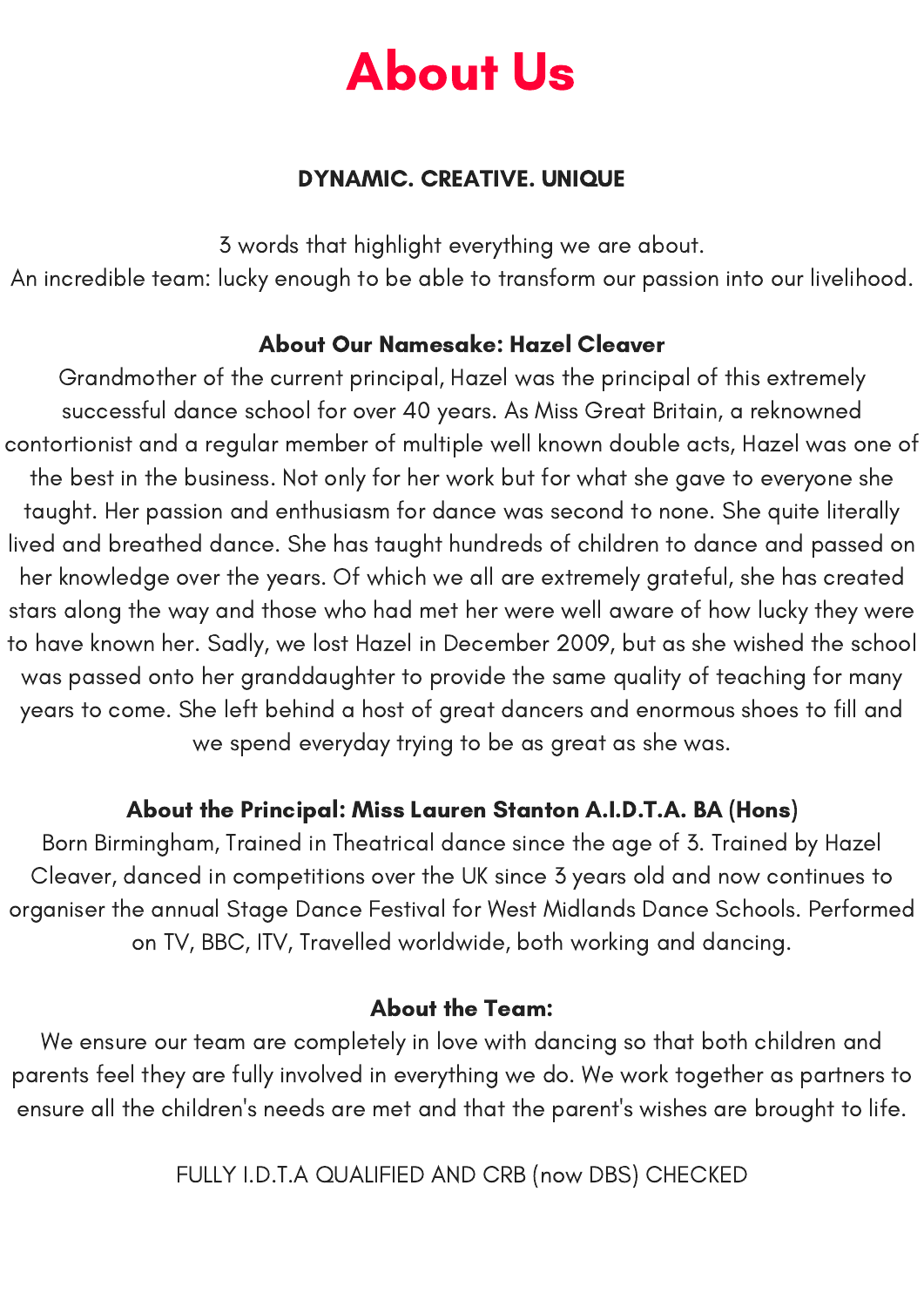# About Us

**DYNAMIC. CREATIVE. UNIQUE**

3 words that highlight everything we are about.
An incredible team: lucky enough to be able to transform our passion into our livelihood.

**About Our Namesake: Hazel Cleaver**

Grandmother of the current principal, Hazel was the principal of this extremely successful dance school for over 40 years. As Miss Great Britain, a reknowned contortionist and a regular member of multiple well known double acts, Hazel was one of the best in the business. Not only for her work but for what she gave to everyone she taught. Her passion and enthusiasm for dance was second to none. She quite literally lived and breathed dance. She has taught hundreds of children to dance and passed on her knowledge over the years. Of which we all are extremely grateful, she has created stars along the way and those who had met her were well aware of how lucky they were to have known her. Sadly, we lost Hazel in December 2009, but as she wished the school was passed onto her granddaughter to provide the same quality of teaching for many years to come. She left behind a host of great dancers and enormous shoes to fill and we spend everyday trying to be as great as she was.

**About the Principal: Miss Lauren Stanton A.I.D.T.A. BA (Hons)**

Born Birmingham, Trained in Theatrical dance since the age of 3. Trained by Hazel Cleaver, danced in competitions over the UK since 3 years old and now continues to organiser the annual Stage Dance Festival for West Midlands Dance Schools. Performed on TV, BBC, ITV, Travelled worldwide, both working and dancing.

**About the Team:**

We ensure our team are completely in love with dancing so that both children and parents feel they are fully involved in everything we do. We work together as partners to ensure all the children's needs are met and that the parent's wishes are brought to life.

FULLY I.D.T.A QUALIFIED AND CRB (now DBS) CHECKED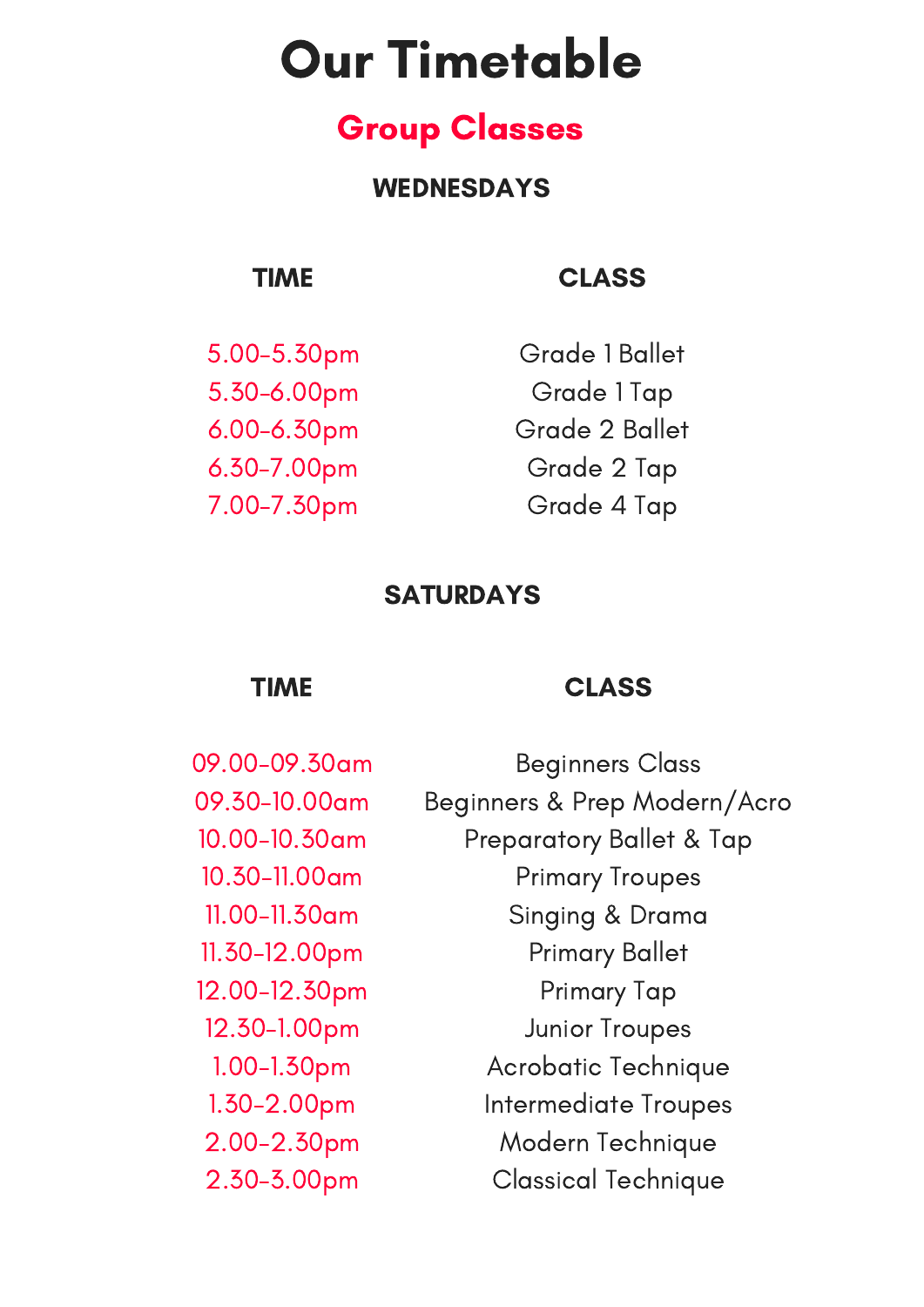# Our Timetable

## Group Classes

### WEDNESDAYS

| TIME | CLASS |
|---|---|
| 5.00-5.30pm | Grade 1 Ballet |
| 5.30-6.00pm | Grade 1 Tap |
| 6.00-6.30pm | Grade 2 Ballet |
| 6.30-7.00pm | Grade 2 Tap |
| 7.00-7.30pm | Grade 4 Tap |

### SATURDAYS

| TIME | CLASS |
|---|---|
| 09.00-09.30am | Beginners Class |
| 09.30-10.00am | Beginners & Prep Modern/Acro |
| 10.00-10.30am | Preparatory Ballet & Tap |
| 10.30-11.00am | Primary Troupes |
| 11.00-11.30am | Singing & Drama |
| 11.30-12.00pm | Primary Ballet |
| 12.00-12.30pm | Primary Tap |
| 12.30-1.00pm | Junior Troupes |
| 1.00-1.30pm | Acrobatic Technique |
| 1.30-2.00pm | Intermediate Troupes |
| 2.00-2.30pm | Modern Technique |
| 2.30-3.00pm | Classical Technique |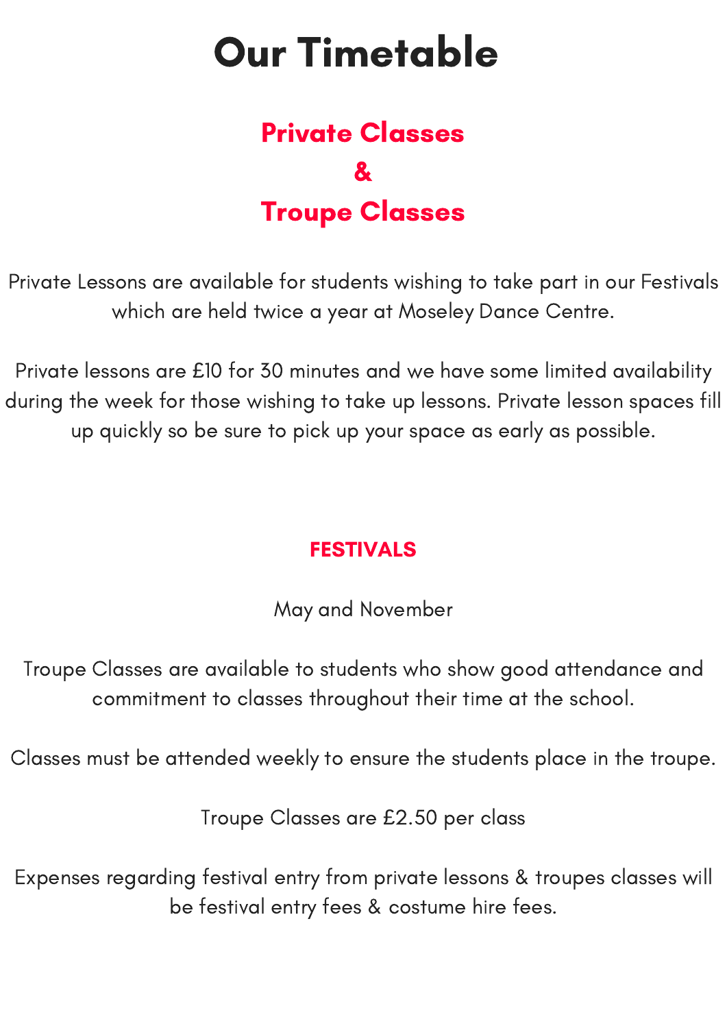# Our Timetable

## Private Classes
## &
## Troupe Classes

Private Lessons are available for students wishing to take part in our Festivals which are held twice a year at Moseley Dance Centre.

Private lessons are £10 for 30 minutes and we have some limited availability during the week for those wishing to take up lessons. Private lesson spaces fill up quickly so be sure to pick up your space as early as possible.

### FESTIVALS

May and November

Troupe Classes are available to students who show good attendance and commitment to classes throughout their time at the school.

Classes must be attended weekly to ensure the students place in the troupe.

Troupe Classes are £2.50 per class

Expenses regarding festival entry from private lessons & troupes classes will be festival entry fees & costume hire fees.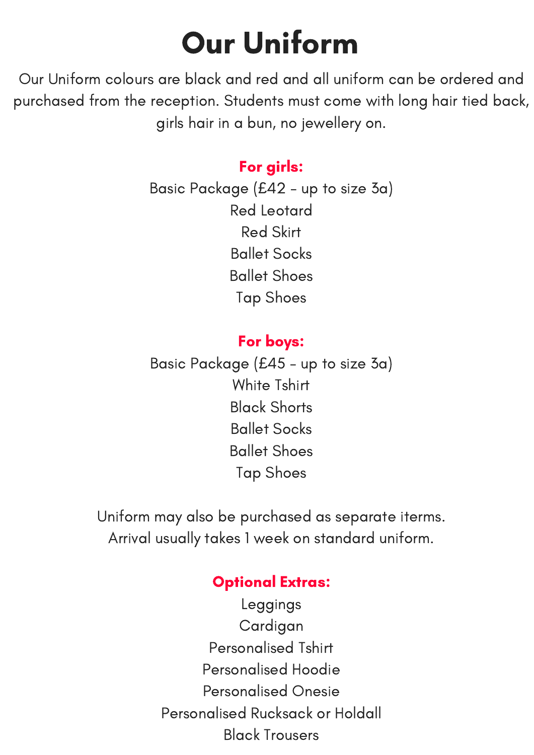# Our Uniform

Our Uniform colours are black and red and all uniform can be ordered and purchased from the reception. Students must come with long hair tied back, girls hair in a bun, no jewellery on.

**For girls:**

Basic Package (£42 - up to size 3a)
Red Leotard
Red Skirt
Ballet Socks
Ballet Shoes
Tap Shoes

**For boys:**

Basic Package (£45 - up to size 3a)
White Tshirt
Black Shorts
Ballet Socks
Ballet Shoes
Tap Shoes

Uniform may also be purchased as separate iterms.
Arrival usually takes 1 week on standard uniform.

**Optional Extras:**

Leggings
Cardigan
Personalised Tshirt
Personalised Hoodie
Personalised Onesie
Personalised Rucksack or Holdall
Black Trousers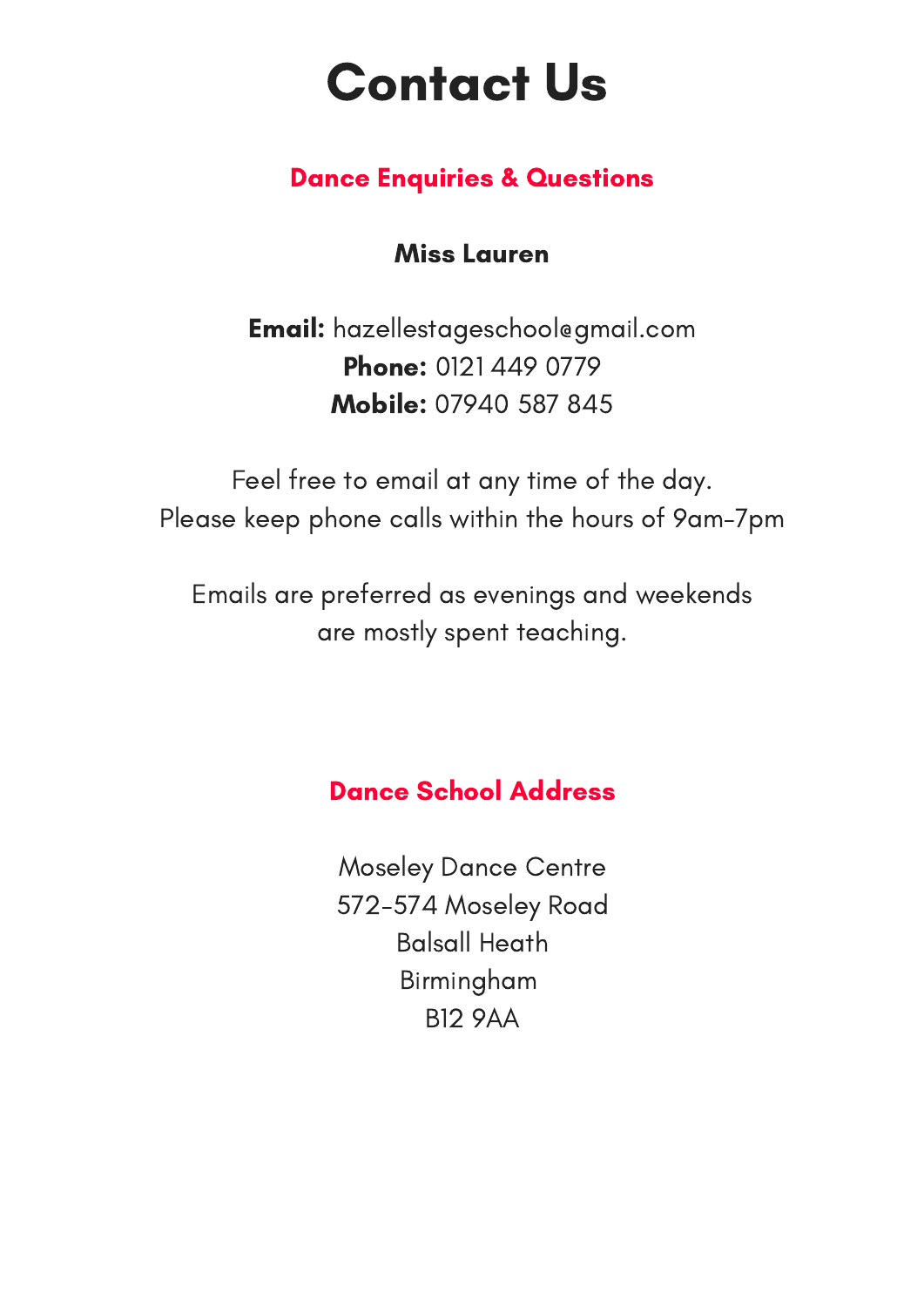# Contact Us

## Dance Enquiries & Questions

**Miss Lauren**

**Email:** hazellestageschool@gmail.com
**Phone:** 0121 449 0779
**Mobile:** 07940 587 845

Feel free to email at any time of the day.
Please keep phone calls within the hours of 9am-7pm

Emails are preferred as evenings and weekends are mostly spent teaching.

## Dance School Address

Moseley Dance Centre
572-574 Moseley Road
Balsall Heath
Birmingham
B12 9AA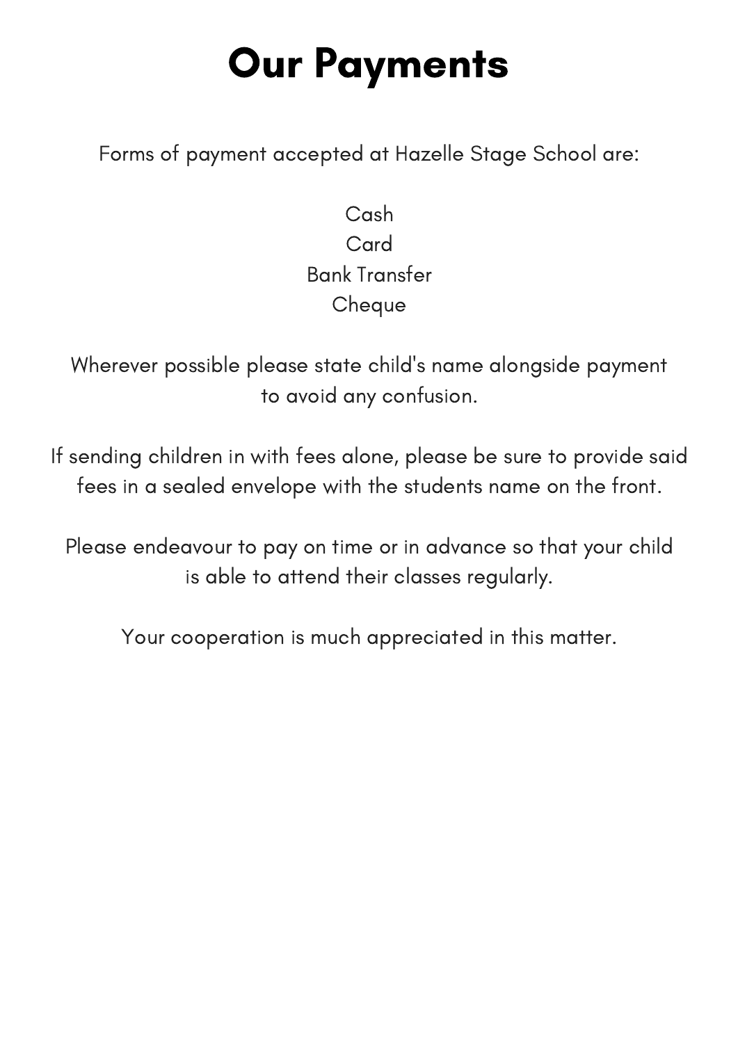# Our Payments

Forms of payment accepted at Hazelle Stage School are:

Cash
Card
Bank Transfer
Cheque

Wherever possible please state child's name alongside payment to avoid any confusion.

If sending children in with fees alone, please be sure to provide said fees in a sealed envelope with the students name on the front.

Please endeavour to pay on time or in advance so that your child is able to attend their classes regularly.

Your cooperation is much appreciated in this matter.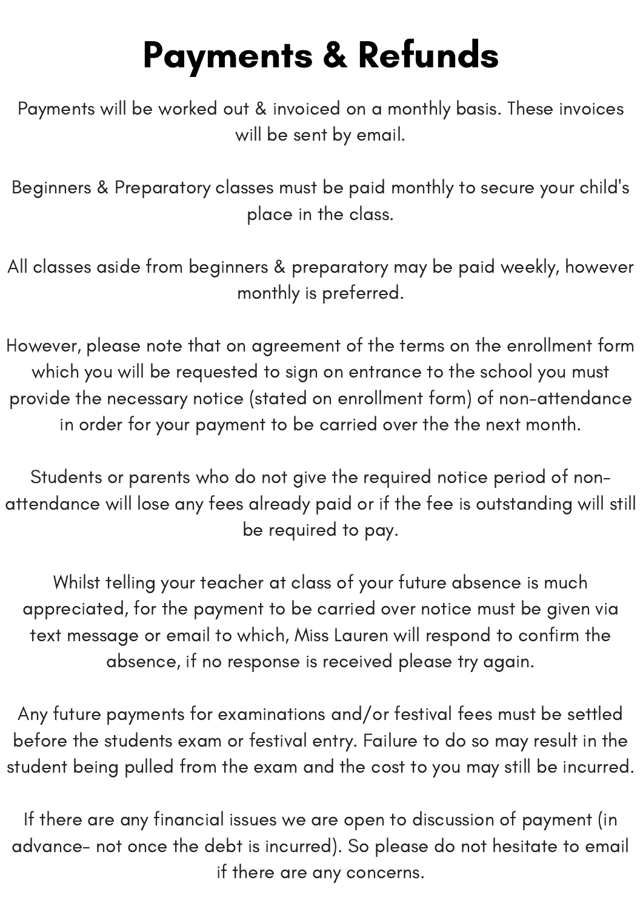# Payments & Refunds

Payments will be worked out & invoiced on a monthly basis. These invoices will be sent by email.

Beginners & Preparatory classes must be paid monthly to secure your child's place in the class.

All classes aside from beginners & preparatory may be paid weekly, however monthly is preferred.

However, please note that on agreement of the terms on the enrollment form which you will be requested to sign on entrance to the school you must provide the necessary notice (stated on enrollment form) of non-attendance in order for your payment to be carried over the the next month.

Students or parents who do not give the required notice period of non-attendance will lose any fees already paid or if the fee is outstanding will still be required to pay.

Whilst telling your teacher at class of your future absence is much appreciated, for the payment to be carried over notice must be given via text message or email to which, Miss Lauren will respond to confirm the absence, if no response is received please try again.

Any future payments for examinations and/or festival fees must be settled before the students exam or festival entry. Failure to do so may result in the student being pulled from the exam and the cost to you may still be incurred.

If there are any financial issues we are open to discussion of payment (in advance- not once the debt is incurred). So please do not hesitate to email if there are any concerns.